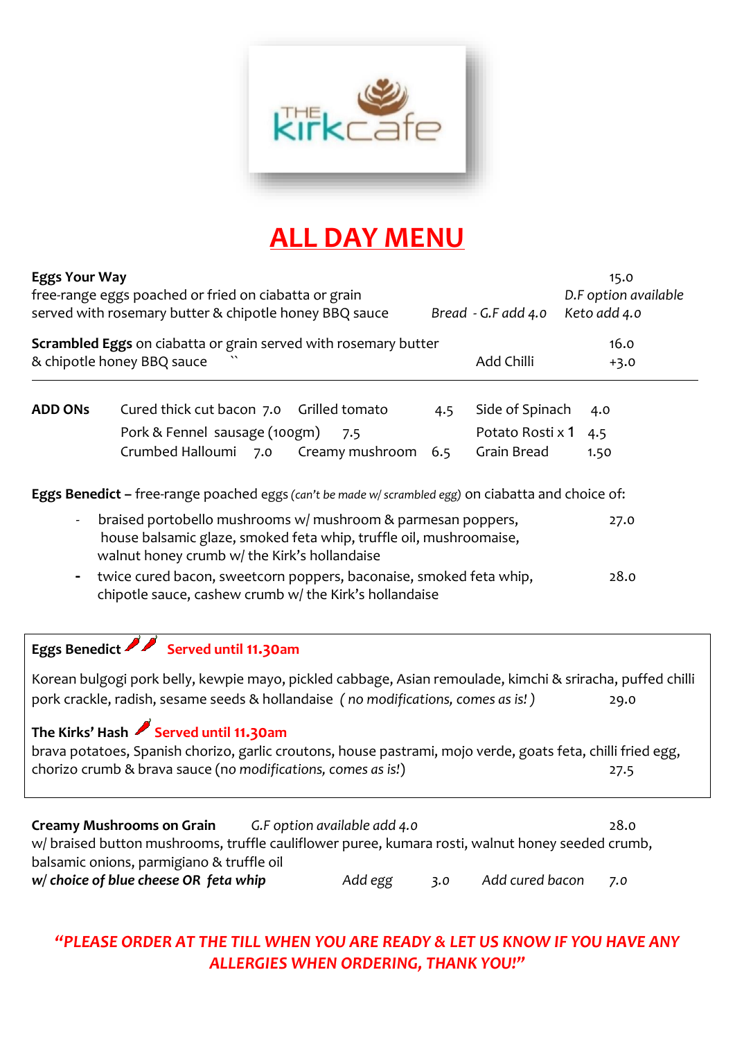THE kirkcafe

# ALL DAY MENU

**Eggs Your Way** 15.0
free-range eggs poached or fried on ciabatta or grain *D.F option available*
served with rosemary butter & chipotle honey BBQ sauce *Bread - G.F add 4.0* *Keto add 4.0*

**Scrambled Eggs** on ciabatta or grain served with rosemary butter 16.0
& chipotle honey BBQ sauce `` Add Chilli +3.0

---

| **ADD ONs** | | | | | |
|---|---|---|---|---|---|
| Cured thick cut bacon | 7.0 | Grilled tomato | 4.5 | Side of Spinach | 4.0 |
| Pork & Fennel sausage (100gm) | 7.5 | | | Potato Rosti x 1 | 4.5 |
| Crumbed Halloumi | 7.0 | Creamy mushroom | 6.5 | Grain Bread | 1.50 |

**Eggs Benedict –** free-range poached eggs *(can't be made w/ scrambled egg)* on ciabatta and choice of:

- braised portobello mushrooms w/ mushroom & parmesan poppers, house balsamic glaze, smoked feta whip, truffle oil, mushroomaise, walnut honey crumb w/ the Kirk's hollandaise 27.0
- twice cured bacon, sweetcorn poppers, baconaise, smoked feta whip, chipotle sauce, cashew crumb w/ the Kirk's hollandaise 28.0

**Eggs Benedict** 🌶🌶 **Served until 11.30am**

Korean bulgogi pork belly, kewpie mayo, pickled cabbage, Asian remoulade, kimchi & sriracha, puffed chilli pork crackle, radish, sesame seeds & hollandaise *( no modifications, comes as is! )* 29.0

**The Kirks' Hash** 🌶 **Served until 11.30am**
brava potatoes, Spanish chorizo, garlic croutons, house pastrami, mojo verde, goats feta, chilli fried egg, chorizo crumb & brava sauce (no *modifications, comes as is!*) 27.5

**Creamy Mushrooms on Grain** *G.F option available add 4.0* 28.0
w/ braised button mushrooms, truffle cauliflower puree, kumara rosti, walnut honey seeded crumb, balsamic onions, parmigiano & truffle oil
***w/ choice of blue cheese OR feta whip*** *Add egg 3.0* *Add cured bacon 7.0*

***"PLEASE ORDER AT THE TILL WHEN YOU ARE READY & LET US KNOW IF YOU HAVE ANY ALLERGIES WHEN ORDERING, THANK YOU!"***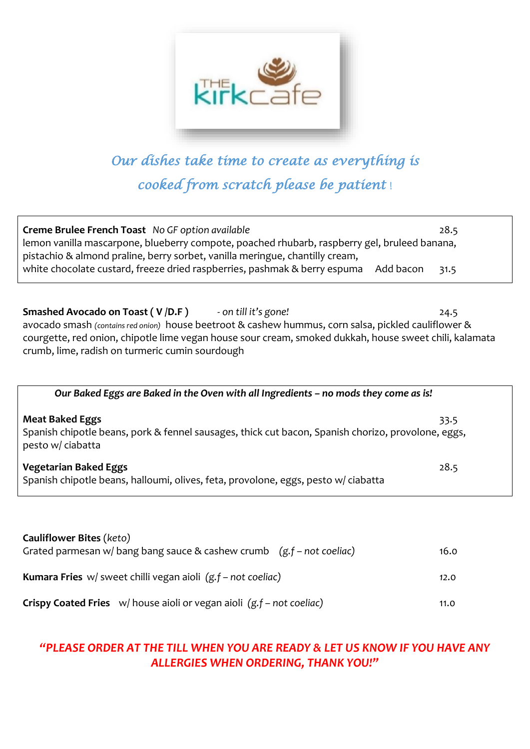THE kirk cafe

*Our dishes take time to create as everything is cooked from scratch please be patient !*

**Creme Brulee French Toast** *No GF option available* 28.5

lemon vanilla mascarpone, blueberry compote, poached rhubarb, raspberry gel, bruleed banana, pistachio & almond praline, berry sorbet, vanilla meringue, chantilly cream, white chocolate custard, freeze dried raspberries, pashmak & berry espuma Add bacon 31.5

**Smashed Avocado on Toast ( V /D.F )** *- on till it's gone!* 24.5

avocado smash *(contains red onion)* house beetroot & cashew hummus, corn salsa, pickled cauliflower & courgette, red onion, chipotle lime vegan house sour cream, smoked dukkah, house sweet chili, kalamata crumb, lime, radish on turmeric cumin sourdough

***Our Baked Eggs are Baked in the Oven with all Ingredients – no mods they come as is!***

**Meat Baked Eggs** 33.5

Spanish chipotle beans, pork & fennel sausages, thick cut bacon, Spanish chorizo, provolone, eggs, pesto w/ ciabatta

**Vegetarian Baked Eggs** 28.5

Spanish chipotle beans, halloumi, olives, feta, provolone, eggs, pesto w/ ciabatta

**Cauliflower Bites** (*keto*)

Grated parmesan w/ bang bang sauce & cashew crumb *(g.f – not coeliac)* 16.0

**Kumara Fries** w/ sweet chilli vegan aioli *(g.f – not coeliac)* 12.0

**Crispy Coated Fries** w/ house aioli or vegan aioli *(g.f – not coeliac)* 11.0

***"PLEASE ORDER AT THE TILL WHEN YOU ARE READY & LET US KNOW IF YOU HAVE ANY ALLERGIES WHEN ORDERING, THANK YOU!"***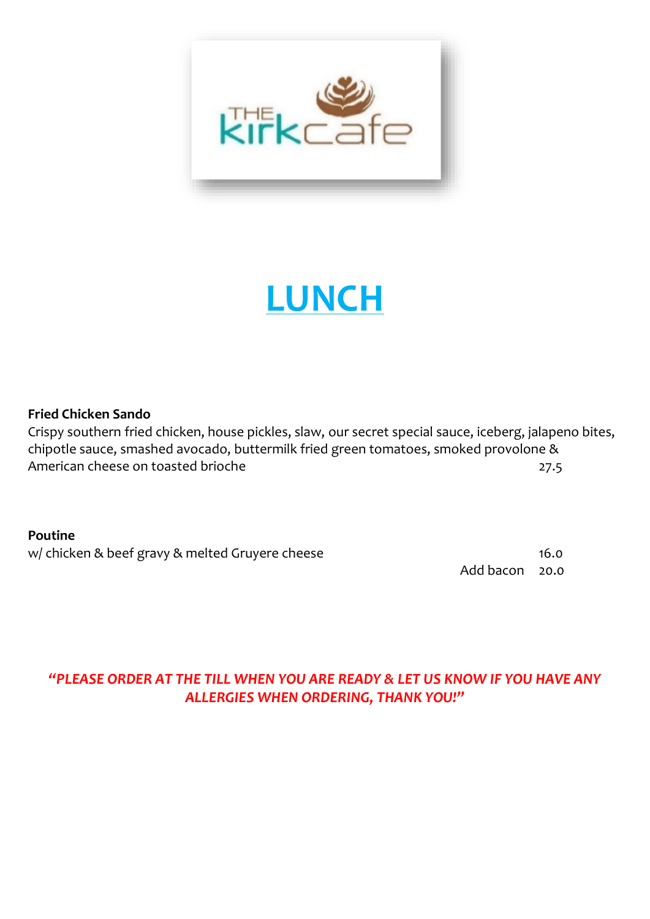THE kirk cafe

# LUNCH

**Fried Chicken Sando**
Crispy southern fried chicken, house pickles, slaw, our secret special sauce, iceberg, jalapeno bites, chipotle sauce, smashed avocado, buttermilk fried green tomatoes, smoked provolone & American cheese on toasted brioche 27.5

**Poutine**
w/ chicken & beef gravy & melted Gruyere cheese 16.0
Add bacon 20.0

***"PLEASE ORDER AT THE TILL WHEN YOU ARE READY & LET US KNOW IF YOU HAVE ANY ALLERGIES WHEN ORDERING, THANK YOU!"***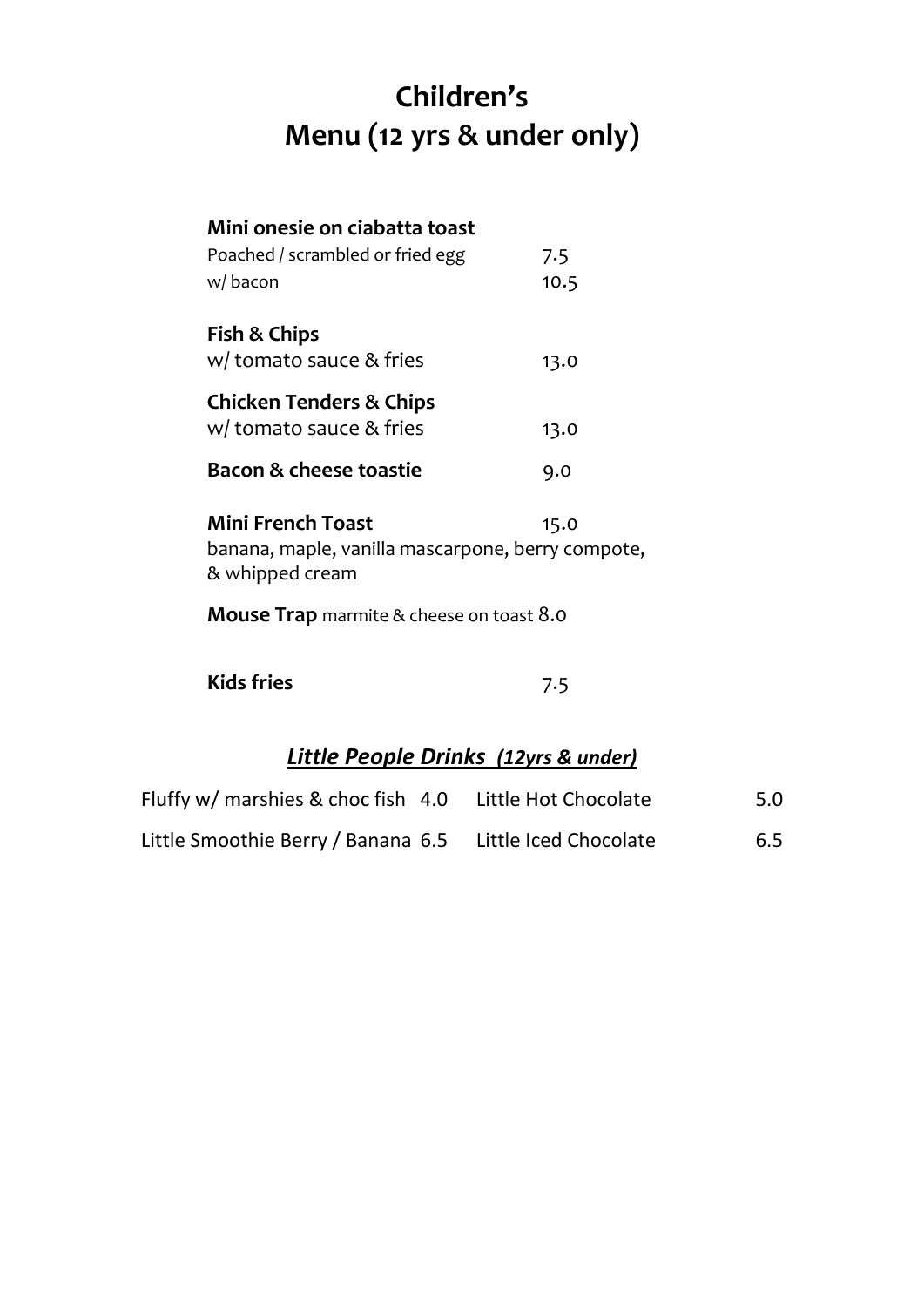# Children's Menu (12 yrs & under only)

**Mini onesie on ciabatta toast**
Poached / scrambled or fried egg 7.5
w/ bacon 10.5

**Fish & Chips**
w/ tomato sauce & fries 13.0

**Chicken Tenders & Chips**
w/ tomato sauce & fries 13.0

**Bacon & cheese toastie** 9.0

**Mini French Toast** 15.0
banana, maple, vanilla mascarpone, berry compote, & whipped cream

**Mouse Trap** marmite & cheese on toast 8.0

**Kids fries** 7.5

## ***Little People Drinks (12yrs & under)***

| | | | |
|---|---|---|---|
| Fluffy w/ marshies & choc fish | 4.0 | Little Hot Chocolate | 5.0 |
| Little Smoothie Berry / Banana | 6.5 | Little Iced Chocolate | 6.5 |